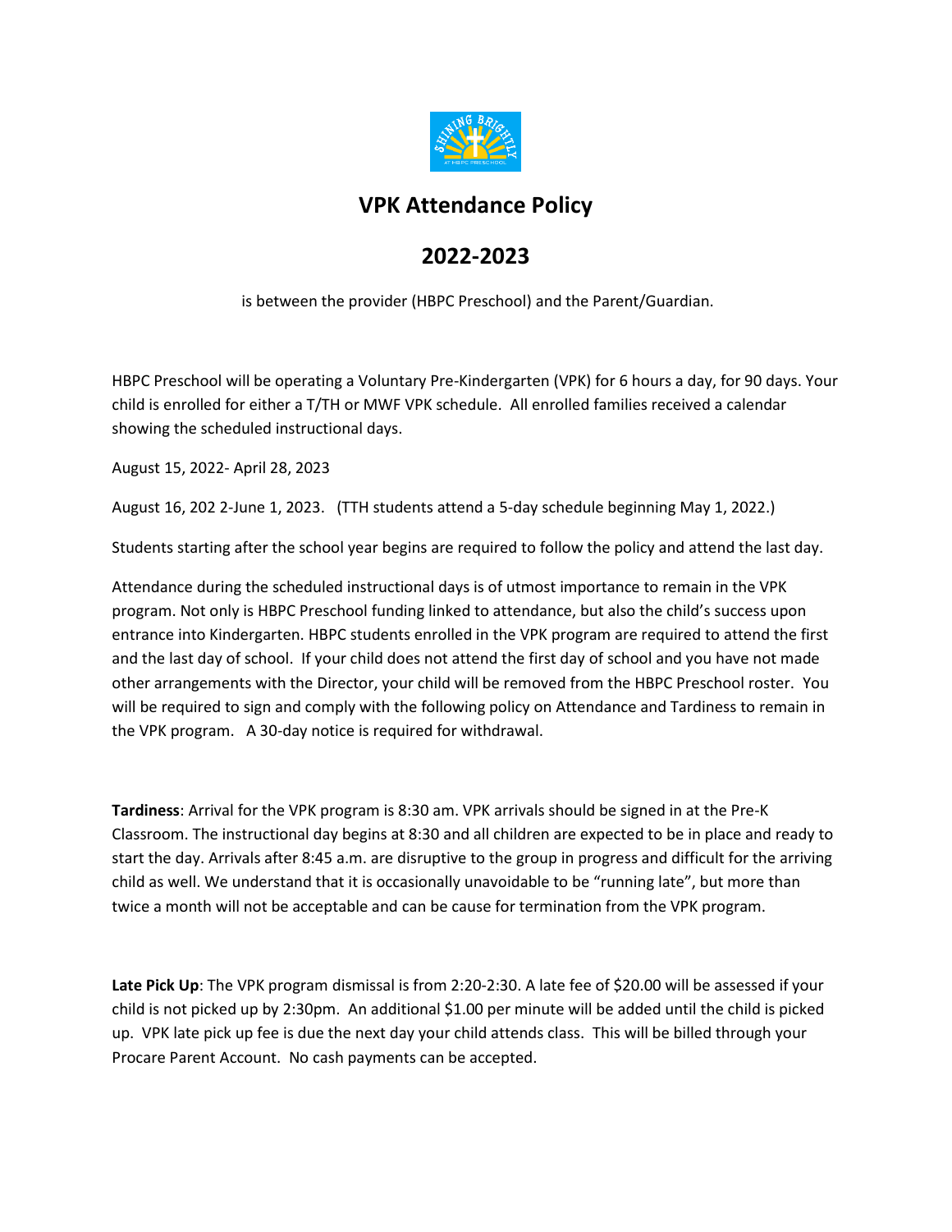# VPK Attendance Policy

# 2022-2023

is between the provider (HBPC Preschool) and the Parent/Guardian.

HBPC Preschool will be operating a Voluntary Pre-Kindergarten (VPK) for 6 hours a day, for 90 days. Your child is enrolled for either a T/TH or MWF VPK schedule. All enrolled families received a calendar showing the scheduled instructional days.

August 15, 2022- April 28, 2023

August 16, 202 2-June 1, 2023. (TTH students attend a 5-day schedule beginning May 1, 2022.)

Students starting after the school year begins are required to follow the policy and attend the last day.

Attendance during the scheduled instructional days is of utmost importance to remain in the VPK program. Not only is HBPC Preschool funding linked to attendance, but also the child's success upon entrance into Kindergarten. HBPC students enrolled in the VPK program are required to attend the first and the last day of school. If your child does not attend the first day of school and you have not made other arrangements with the Director, your child will be removed from the HBPC Preschool roster. You will be required to sign and comply with the following policy on Attendance and Tardiness to remain in the VPK program. A 30-day notice is required for withdrawal.

**Tardiness**: Arrival for the VPK program is 8:30 am. VPK arrivals should be signed in at the Pre-K Classroom. The instructional day begins at 8:30 and all children are expected to be in place and ready to start the day. Arrivals after 8:45 a.m. are disruptive to the group in progress and difficult for the arriving child as well. We understand that it is occasionally unavoidable to be "running late", but more than twice a month will not be acceptable and can be cause for termination from the VPK program.

**Late Pick Up**: The VPK program dismissal is from 2:20-2:30. A late fee of $20.00 will be assessed if your child is not picked up by 2:30pm. An additional $1.00 per minute will be added until the child is picked up. VPK late pick up fee is due the next day your child attends class. This will be billed through your Procare Parent Account. No cash payments can be accepted.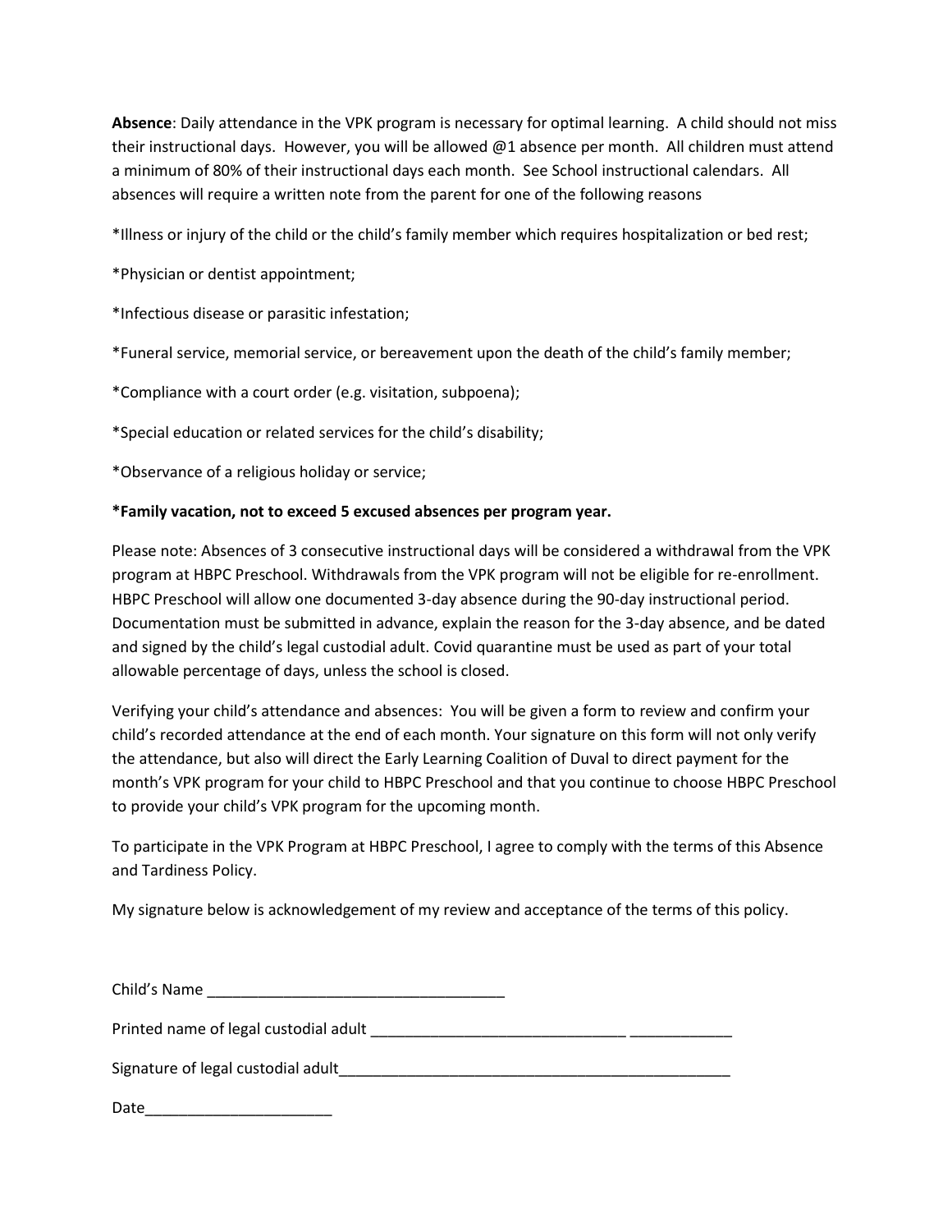**Absence**: Daily attendance in the VPK program is necessary for optimal learning. A child should not miss their instructional days. However, you will be allowed @1 absence per month. All children must attend a minimum of 80% of their instructional days each month. See School instructional calendars. All absences will require a written note from the parent for one of the following reasons

*Illness or injury of the child or the child's family member which requires hospitalization or bed rest;

*Physician or dentist appointment;

*Infectious disease or parasitic infestation;

*Funeral service, memorial service, or bereavement upon the death of the child's family member;

*Compliance with a court order (e.g. visitation, subpoena);

*Special education or related services for the child's disability;

*Observance of a religious holiday or service;

**\*Family vacation, not to exceed 5 excused absences per program year.**

Please note: Absences of 3 consecutive instructional days will be considered a withdrawal from the VPK program at HBPC Preschool. Withdrawals from the VPK program will not be eligible for re-enrollment. HBPC Preschool will allow one documented 3-day absence during the 90-day instructional period. Documentation must be submitted in advance, explain the reason for the 3-day absence, and be dated and signed by the child's legal custodial adult. Covid quarantine must be used as part of your total allowable percentage of days, unless the school is closed.

Verifying your child's attendance and absences: You will be given a form to review and confirm your child's recorded attendance at the end of each month. Your signature on this form will not only verify the attendance, but also will direct the Early Learning Coalition of Duval to direct payment for the month's VPK program for your child to HBPC Preschool and that you continue to choose HBPC Preschool to provide your child's VPK program for the upcoming month.

To participate in the VPK Program at HBPC Preschool, I agree to comply with the terms of this Absence and Tardiness Policy.

My signature below is acknowledgement of my review and acceptance of the terms of this policy.

Child's Name ___________________________________

Printed name of legal custodial adult ______________________________ ____________

Signature of legal custodial adult_______________________________________________

Date______________________